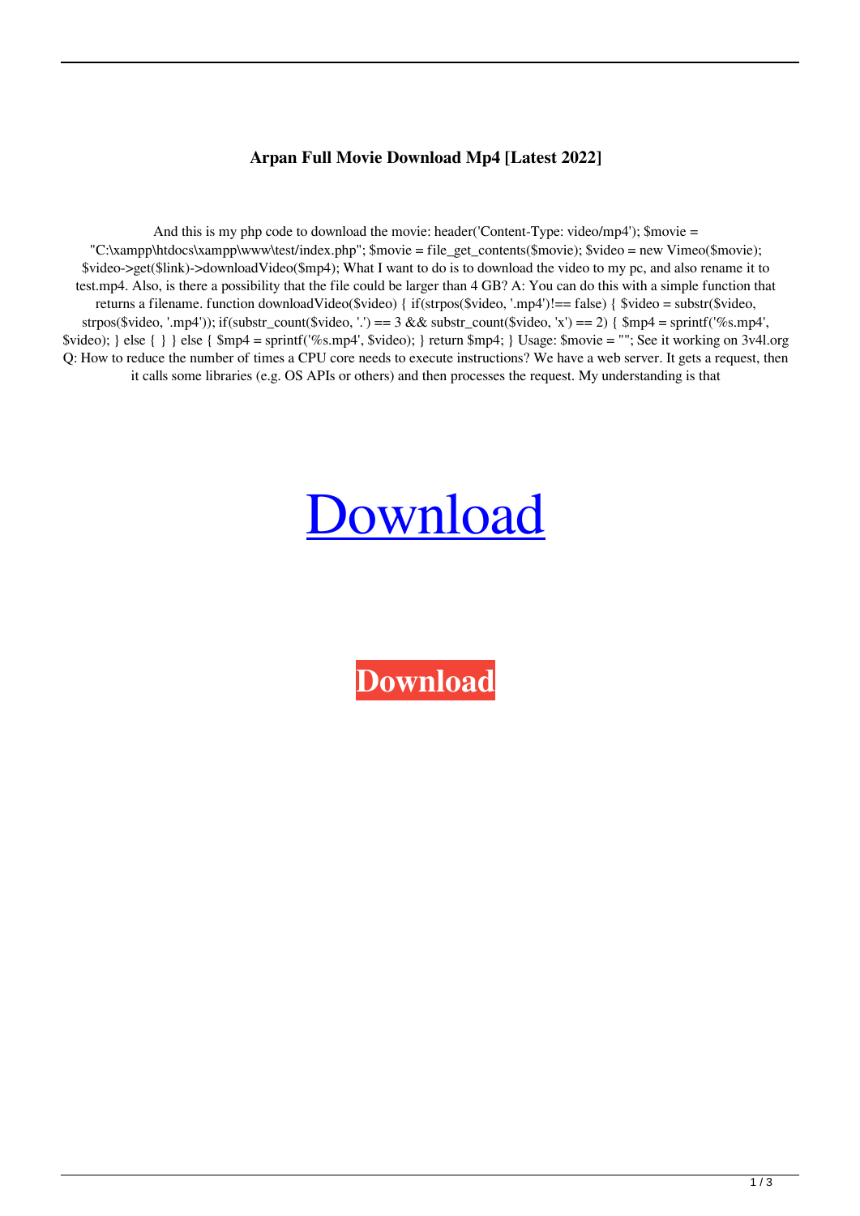**Arpan Full Movie Download Mp4 [Latest 2022]**

And this is my php code to download the movie: header('Content-Type: video/mp4'); $movie = "C:\xampp\htdocs\xampp\www\test/index.php"; $movie = file_get_contents($movie); $video = new Vimeo($movie); $video->get($link)->downloadVideo($mp4); What I want to do is to download the video to my pc, and also rename it to test.mp4. Also, is there a possibility that the file could be larger than 4 GB? A: You can do this with a simple function that returns a filename. function downloadVideo($video) { if(strpos($video, '.mp4')!== false) { $video = substr($video, strpos($video, '.mp4')); if(substr_count($video, '.') == 3 && substr_count($video, 'x') == 2) { $mp4 = sprintf('%s.mp4', $video); } else { } } else { $mp4 = sprintf('%s.mp4', $video); } return $mp4; } Usage: $movie = ""; See it working on 3v4l.org Q: How to reduce the number of times a CPU core needs to execute instructions? We have a web server. It gets a request, then it calls some libraries (e.g. OS APIs or others) and then processes the request. My understanding is that

Download

**Download**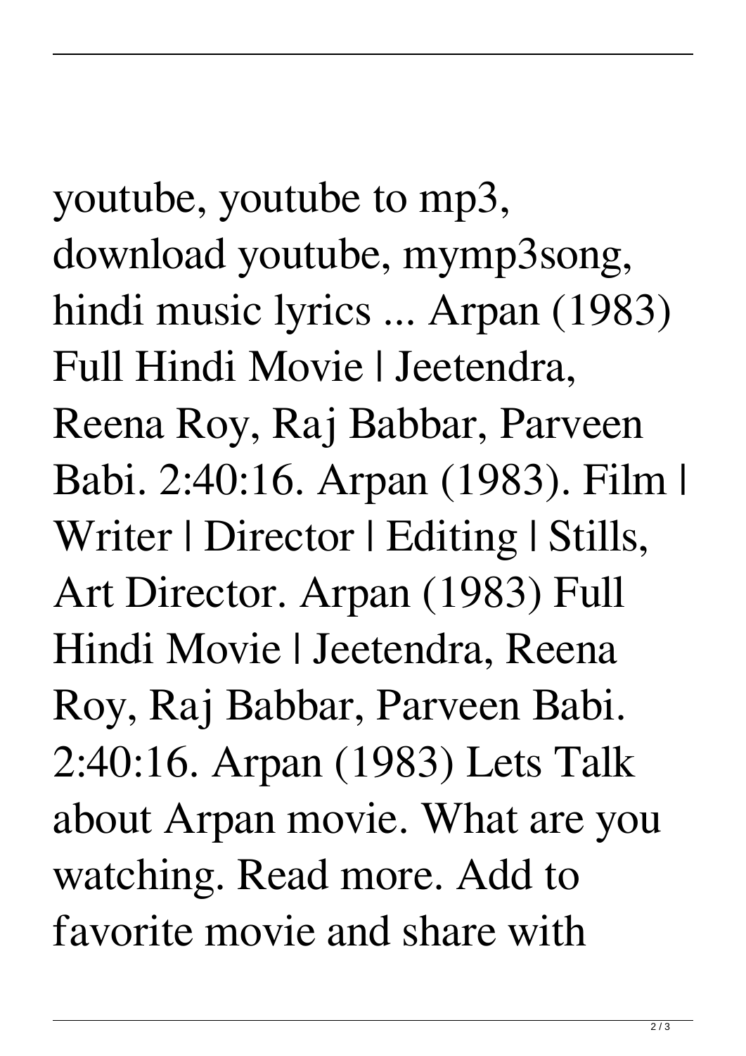youtube, youtube to mp3, download youtube, mymp3song, hindi music lyrics ... Arpan (1983) Full Hindi Movie | Jeetendra, Reena Roy, Raj Babbar, Parveen Babi. 2:40:16. Arpan (1983). Film | Writer | Director | Editing | Stills, Art Director. Arpan (1983) Full Hindi Movie | Jeetendra, Reena Roy, Raj Babbar, Parveen Babi. 2:40:16. Arpan (1983) Lets Talk about Arpan movie. What are you watching. Read more. Add to favorite movie and share with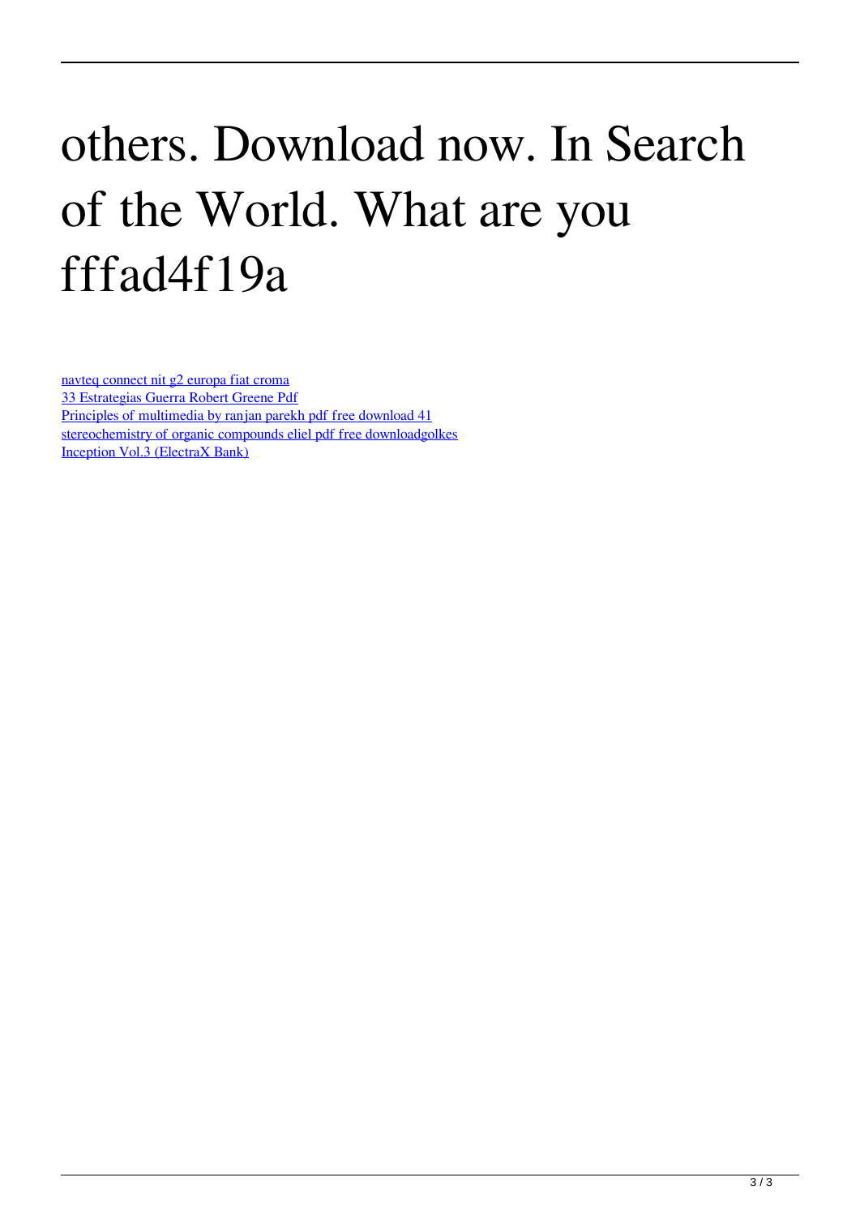others. Download now. In Search of the World. What are you fffad4f19a

navteq connect nit g2 europa fiat croma
33 Estrategias Guerra Robert Greene Pdf
Principles of multimedia by ranjan parekh pdf free download 41
stereochemistry of organic compounds eliel pdf free downloadgolkes
Inception Vol.3 (ElectraX Bank)